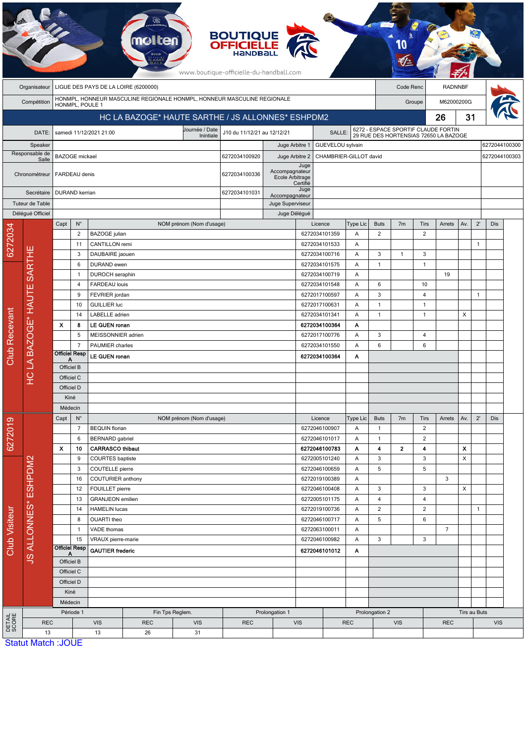BOUTIQUE OFFICIELLE HANDBALL

www.boutique-officielle-du-handball.com

| | | | |
|---|---|---|---|
| Organisateur | LIGUE DES PAYS DE LA LOIRE (6200000) | Code Renc | RADNNBF |
| Compétition | HONMPL, HONNEUR MASCULINE REGIONALE HONMPL, HONNEUR MASCULINE REGIONALE HONMPL, POULE 1 | Groupe | M62000200G |

## HC LA BAZOGE* HAUTE SARTHE / JS ALLONNES* ESHPDM2 — 26 - 31

| | | | | | | |
|---|---|---|---|---|---|---|
| DATE: | samedi 11/12/2021 21:00 | Journée / Date Initiale | J10 du 11/12/21 au 12/12/21 | SALLE: | 6272 - ESPACE SPORTIF CLAUDE FORTIN 29 RUE DES HORTENSIAS 72650 LA BAZOGE | |
| Speaker | | | Juge Arbitre 1 | GUEVELOU sylvain | | 6272044100300 |
| Responsable de Salle | BAZOGE mickael | 6272034100920 | Juge Arbitre 2 | CHAMBRIER-GILLOT david | | 6272044100303 |
| Chronométreur | FARDEAU denis | 6272034100336 | Juge Accompagnateur Ecole Arbitrage Certifié | | | |
| Secrétaire | DURAND kerrian | 6272034101031 | Juge Accompagnateur | | | |
| Tuteur de Table | | | Juge Superviseur | | | |
| Délégué Officiel | | | Juge Délégué | | | |

### Club Recevant — 6272034 — HC LA BAZOGE* HAUTE SARTHE

| Capt | N° | NOM prénom (Nom d'usage) | Licence | Type Lic | Buts | 7m | Tirs | Arrets | Av. | 2' | Dis |
|---|---|---|---|---|---|---|---|---|---|---|---|
| | 2 | BAZOGE julian | 6272034101359 | A | 2 | | 2 | | | | |
| | 11 | CANTILLON remi | 6272034101533 | A | | | | | | 1 | |
| | 3 | DAUBAIRE jaouen | 6272034100716 | A | 3 | 1 | 3 | | | | |
| | 6 | DURAND ewen | 6272034101575 | A | 1 | | 1 | | | | |
| | 1 | DUROCH seraphin | 6272034100719 | A | | | | 19 | | | |
| | 4 | FARDEAU louis | 6272034101548 | A | 6 | | 10 | | | | |
| | 9 | FEVRIER jordan | 6272017100597 | A | 3 | | 4 | | | 1 | |
| | 10 | GUILLIER luc | 6272017100631 | A | 1 | | 1 | | | | |
| | 14 | LABELLE adrien | 6272034101341 | A | 1 | | 1 | | X | | |
| **X** | **8** | **LE GUEN ronan** | **6272034100364** | **A** | | | | | | | |
| | 5 | MEISSONNIER adrien | 6272017100776 | A | 3 | | 4 | | | | |
| | 7 | PAUMIER charles | 6272034101550 | A | 6 | | 6 | | | | |
| Officiel Resp A | | **LE GUEN ronan** | **6272034100364** | **A** | | | | | | | |
| Officiel B | | | | | | | | | | | |
| Officiel C | | | | | | | | | | | |
| Officiel D | | | | | | | | | | | |
| Kiné | | | | | | | | | | | |
| Médecin | | | | | | | | | | | |

### Club Visiteur — 6272019 — JS ALLONNES* ESHPDM2

| Capt | N° | NOM prénom (Nom d'usage) | Licence | Type Lic | Buts | 7m | Tirs | Arrets | Av. | 2' | Dis |
|---|---|---|---|---|---|---|---|---|---|---|---|
| | 7 | BEQUIN florian | 6272046100907 | A | 1 | | 2 | | | | |
| | 6 | BERNARD gabriel | 6272046101017 | A | 1 | | 2 | | | | |
| **X** | **10** | **CARRASCO thibaut** | **6272046100783** | **A** | **4** | **2** | **4** | | **X** | | |
| | 9 | COURTES baptiste | 6272005101240 | A | 3 | | 3 | | X | | |
| | 3 | COUTELLE pierre | 6272046100659 | A | 5 | | 5 | | | | |
| | 16 | COUTURIER anthony | 6272019100389 | A | | | | 3 | | | |
| | 12 | FOUILLET pierre | 6272046100408 | A | 3 | | 3 | | X | | |
| | 13 | GRANJEON emilien | 6272005101175 | A | 4 | | 4 | | | | |
| | 14 | HAMELIN lucas | 6272019100736 | A | 2 | | 2 | | | 1 | |
| | 8 | OUARTI theo | 6272046100717 | A | 5 | | 6 | | | | |
| | 1 | VADE thomas | 6272063100011 | A | | | | 7 | | | |
| | 15 | VRAUX pierre-marie | 6272046100982 | A | 3 | | 3 | | | | |
| Officiel Resp A | | **GAUTIER frederic** | **6272046101012** | **A** | | | | | | | |
| Officiel B | | | | | | | | | | | |
| Officiel C | | | | | | | | | | | |
| Officiel D | | | | | | | | | | | |
| Kiné | | | | | | | | | | | |
| Médecin | | | | | | | | | | | |

### DETAIL SCORE

| Période 1 | | Fin Tps Reglem. | | Prolongation 1 | | Prolongation 2 | | Tirs au Buts | |
|---|---|---|---|---|---|---|---|---|---|
| REC | VIS | REC | VIS | REC | VIS | REC | VIS | REC | VIS |
| 13 | 13 | 26 | 31 | | | | | | |

Statut Match :JOUE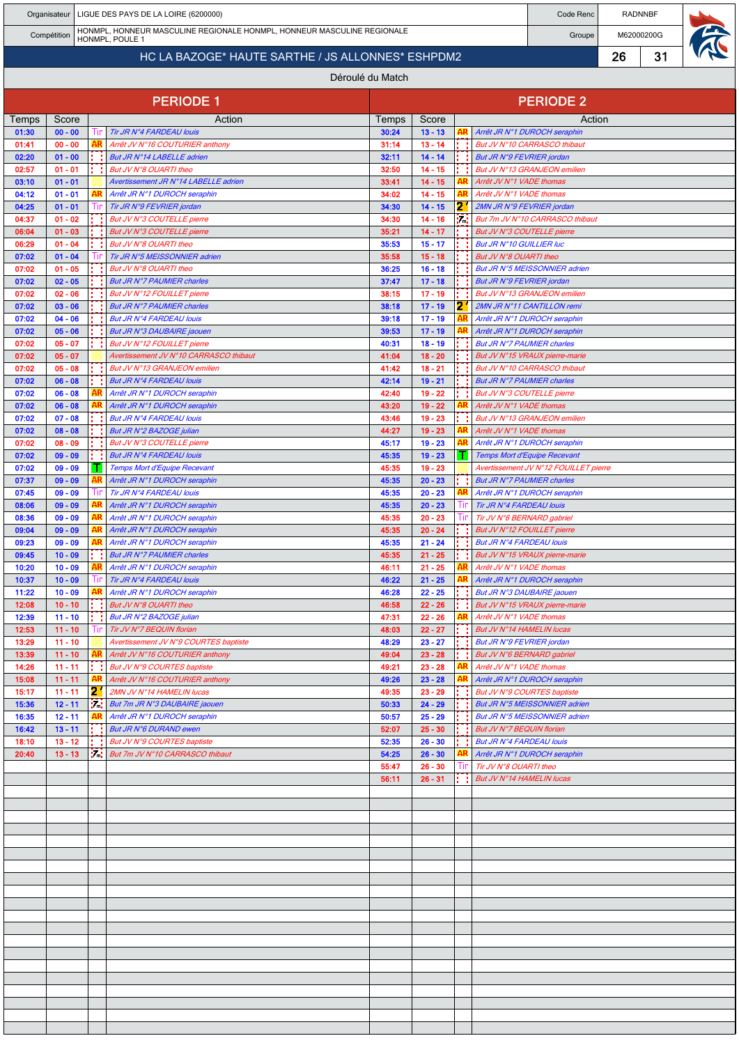| Organisateur | LIGUE DES PAYS DE LA LOIRE (6200000) | Code Renc | RADNNBF |
|---|---|---|---|
| Compétition | HONMPL, HONNEUR MASCULINE REGIONALE HONMPL, HONNEUR MASCULINE REGIONALE HONMPL, POULE 1 | Groupe | M62000200G |

## HC LA BAZOGE* HAUTE SARTHE / JS ALLONNES* ESHPDM2 — 26 — 31

### Déroulé du Match

| PERIODE 1 | | | | PERIODE 2 | | | |
|---|---|---|---|---|---|---|---|
| Temps | Score | | Action | Temps | Score | | Action |
| 01:30 | 00 - 00 | Tir | Tir JR N°4 FARDEAU louis | 30:24 | 13 - 13 | AR | Arrêt JR N°1 DUROCH seraphin |
| 01:41 | 00 - 00 | AR | Arrêt JV N°16 COUTURIER anthony | 31:14 | 13 - 14 | | But JV N°10 CARRASCO thibaut |
| 02:20 | 01 - 00 | | But JR N°14 LABELLE adrien | 32:11 | 14 - 14 | | But JR N°9 FEVRIER jordan |
| 02:57 | 01 - 01 | | But JV N°8 OUARTI theo | 32:50 | 14 - 15 | | But JV N°13 GRANJEON emilien |
| 03:10 | 01 - 01 | | Avertissement JR N°14 LABELLE adrien | 33:41 | 14 - 15 | AR | Arrêt JV N°1 VADE thomas |
| 04:12 | 01 - 01 | AR | Arrêt JR N°1 DUROCH seraphin | 34:02 | 14 - 15 | AR | Arrêt JV N°1 VADE thomas |
| 04:25 | 01 - 01 | Tir | Tir JR N°9 FEVRIER jordan | 34:30 | 14 - 15 | 2' | 2MN JR N°9 FEVRIER jordan |
| 04:37 | 01 - 02 | | But JV N°3 COUTELLE pierre | 34:30 | 14 - 16 | 7m | But 7m JV N°10 CARRASCO thibaut |
| 06:04 | 01 - 03 | | But JV N°3 COUTELLE pierre | 35:21 | 14 - 17 | | But JV N°3 COUTELLE pierre |
| 06:29 | 01 - 04 | | But JV N°8 OUARTI theo | 35:53 | 15 - 17 | | But JR N°10 GUILLIER luc |
| 07:02 | 01 - 04 | Tir | Tir JR N°5 MEISSONNIER adrien | 35:58 | 15 - 18 | | But JV N°8 OUARTI theo |
| 07:02 | 01 - 05 | | But JV N°8 OUARTI theo | 36:25 | 16 - 18 | | But JR N°5 MEISSONNIER adrien |
| 07:02 | 02 - 05 | | But JR N°7 PAUMIER charles | 37:47 | 17 - 18 | | But JR N°9 FEVRIER jordan |
| 07:02 | 02 - 06 | | But JV N°12 FOUILLET pierre | 38:15 | 17 - 19 | | But JV N°13 GRANJEON emilien |
| 07:02 | 03 - 06 | | But JR N°7 PAUMIER charles | 38:18 | 17 - 19 | 2' | 2MN JR N°11 CANTILLON remi |
| 07:02 | 04 - 06 | | But JR N°4 FARDEAU louis | 39:18 | 17 - 19 | AR | Arrêt JR N°1 DUROCH seraphin |
| 07:02 | 05 - 06 | | But JR N°3 DAUBAIRE jaouen | 39:53 | 17 - 19 | AR | Arrêt JR N°1 DUROCH seraphin |
| 07:02 | 05 - 07 | | But JV N°12 FOUILLET pierre | 40:31 | 18 - 19 | | But JR N°7 PAUMIER charles |
| 07:02 | 05 - 07 | | Avertissement JV N°10 CARRASCO thibaut | 41:04 | 18 - 20 | | But JV N°15 VRAUX pierre-marie |
| 07:02 | 05 - 08 | | But JV N°13 GRANJEON emilien | 41:42 | 18 - 21 | | But JV N°10 CARRASCO thibaut |
| 07:02 | 06 - 08 | | But JR N°4 FARDEAU louis | 42:14 | 19 - 21 | | But JR N°7 PAUMIER charles |
| 07:02 | 06 - 08 | AR | Arrêt JR N°1 DUROCH seraphin | 42:40 | 19 - 22 | | But JV N°3 COUTELLE pierre |
| 07:02 | 06 - 08 | AR | Arrêt JR N°1 DUROCH seraphin | 43:20 | 19 - 22 | AR | Arrêt JV N°1 VADE thomas |
| 07:02 | 07 - 08 | | But JR N°4 FARDEAU louis | 43:46 | 19 - 23 | | But JV N°13 GRANJEON emilien |
| 07:02 | 08 - 08 | | But JR N°2 BAZOGE julian | 44:27 | 19 - 23 | AR | Arrêt JV N°1 VADE thomas |
| 07:02 | 08 - 09 | | But JV N°3 COUTELLE pierre | 45:17 | 19 - 23 | AR | Arrêt JR N°1 DUROCH seraphin |
| 07:02 | 09 - 09 | | But JR N°4 FARDEAU louis | 45:35 | 19 - 23 | T | Temps Mort d'Equipe Recevant |
| 07:02 | 09 - 09 | T | Temps Mort d'Equipe Recevant | 45:35 | 19 - 23 | | Avertissement JV N°12 FOUILLET pierre |
| 07:37 | 09 - 09 | AR | Arrêt JR N°1 DUROCH seraphin | 45:35 | 20 - 23 | | But JR N°7 PAUMIER charles |
| 07:45 | 09 - 09 | Tir | Tir JR N°4 FARDEAU louis | 45:35 | 20 - 23 | AR | Arrêt JR N°1 DUROCH seraphin |
| 08:06 | 09 - 09 | AR | Arrêt JR N°1 DUROCH seraphin | 45:35 | 20 - 23 | Tir | Tir JR N°4 FARDEAU louis |
| 08:36 | 09 - 09 | AR | Arrêt JR N°1 DUROCH seraphin | 45:35 | 20 - 23 | Tir | Tir JV N°6 BERNARD gabriel |
| 09:04 | 09 - 09 | AR | Arrêt JR N°1 DUROCH seraphin | 45:35 | 20 - 24 | | But JV N°12 FOUILLET pierre |
| 09:23 | 09 - 09 | AR | Arrêt JR N°1 DUROCH seraphin | 45:35 | 21 - 24 | | But JR N°4 FARDEAU louis |
| 09:45 | 10 - 09 | | But JR N°7 PAUMIER charles | 45:35 | 21 - 25 | | But JV N°15 VRAUX pierre-marie |
| 10:20 | 10 - 09 | AR | Arrêt JR N°1 DUROCH seraphin | 46:11 | 21 - 25 | AR | Arrêt JV N°1 VADE thomas |
| 10:37 | 10 - 09 | Tir | Tir JR N°4 FARDEAU louis | 46:22 | 21 - 25 | AR | Arrêt JR N°1 DUROCH seraphin |
| 11:22 | 10 - 09 | AR | Arrêt JR N°1 DUROCH seraphin | 46:28 | 22 - 25 | | But JR N°3 DAUBAIRE jaouen |
| 12:08 | 10 - 10 | | But JV N°8 OUARTI theo | 46:58 | 22 - 26 | | But JV N°15 VRAUX pierre-marie |
| 12:39 | 11 - 10 | | But JR N°2 BAZOGE julian | 47:31 | 22 - 26 | AR | Arrêt JV N°1 VADE thomas |
| 12:53 | 11 - 10 | Tir | Tir JV N°7 BEQUIN florian | 48:03 | 22 - 27 | | But JV N°14 HAMELIN lucas |
| 13:29 | 11 - 10 | | Avertissement JV N°9 COURTES baptiste | 48:29 | 23 - 27 | | But JR N°9 FEVRIER jordan |
| 13:39 | 11 - 10 | AR | Arrêt JV N°16 COUTURIER anthony | 49:04 | 23 - 28 | | But JV N°6 BERNARD gabriel |
| 14:26 | 11 - 11 | | But JV N°9 COURTES baptiste | 49:21 | 23 - 28 | AR | Arrêt JV N°1 VADE thomas |
| 15:08 | 11 - 11 | AR | Arrêt JV N°16 COUTURIER anthony | 49:26 | 23 - 28 | AR | Arrêt JR N°1 DUROCH seraphin |
| 15:17 | 11 - 11 | 2' | 2MN JV N°14 HAMELIN lucas | 49:35 | 23 - 29 | | But JV N°9 COURTES baptiste |
| 15:36 | 12 - 11 | 7m | But 7m JR N°3 DAUBAIRE jaouen | 50:33 | 24 - 29 | | But JR N°5 MEISSONNIER adrien |
| 16:35 | 12 - 11 | AR | Arrêt JR N°1 DUROCH seraphin | 50:57 | 25 - 29 | | But JR N°5 MEISSONNIER adrien |
| 16:42 | 13 - 11 | | But JR N°6 DURAND ewen | 52:07 | 25 - 30 | | But JV N°7 BEQUIN florian |
| 18:10 | 13 - 12 | | But JV N°9 COURTES baptiste | 52:35 | 26 - 30 | | But JR N°4 FARDEAU louis |
| 20:40 | 13 - 13 | 7m | But 7m JV N°10 CARRASCO thibaut | 54:25 | 26 - 30 | AR | Arrêt JR N°1 DUROCH seraphin |
| | | | | 55:47 | 26 - 30 | Tir | Tir JV N°8 OUARTI theo |
| | | | | 56:11 | 26 - 31 | | But JV N°14 HAMELIN lucas |